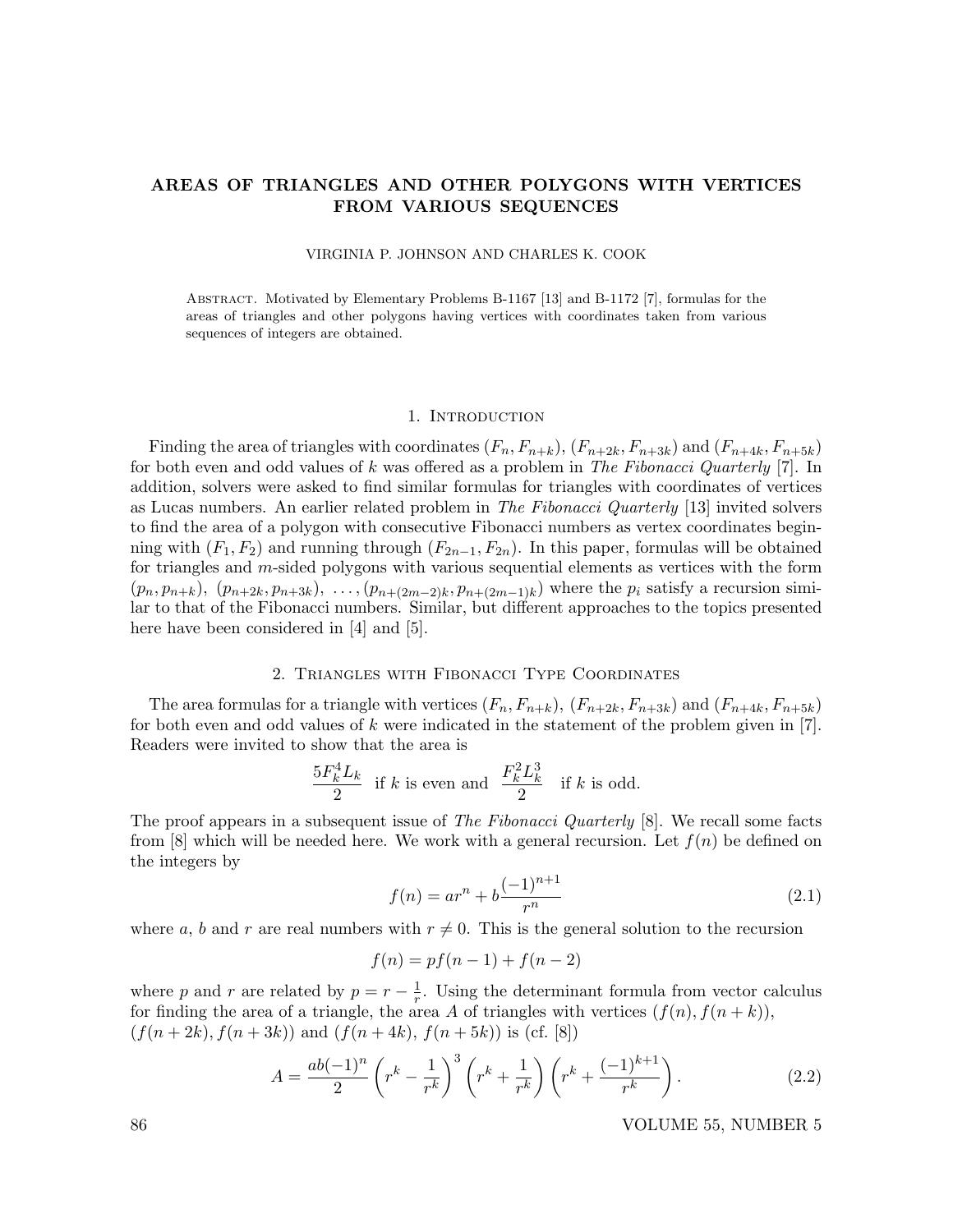# AREAS OF TRIANGLES AND OTHER POLYGONS WITH VERTICES FROM VARIOUS SEQUENCES

VIRGINIA P. JOHNSON AND CHARLES K. COOK

Abstract. Motivated by Elementary Problems B-1167 [13] and B-1172 [7], formulas for the areas of triangles and other polygons having vertices with coordinates taken from various sequences of integers are obtained.

## 1. Introduction

Finding the area of triangles with coordinates $(F_n, F_{n+k})$, $(F_{n+2k}, F_{n+3k})$ and $(F_{n+4k}, F_{n+5k})$ for both even and odd values of $k$ was offered as a problem in *The Fibonacci Quarterly* [7]. In addition, solvers were asked to find similar formulas for triangles with coordinates of vertices as Lucas numbers. An earlier related problem in *The Fibonacci Quarterly* [13] invited solvers to find the area of a polygon with consecutive Fibonacci numbers as vertex coordinates beginning with $(F_1, F_2)$ and running through $(F_{2n-1}, F_{2n})$. In this paper, formulas will be obtained for triangles and $m$-sided polygons with various sequential elements as vertices with the form $(p_n, p_{n+k})$, $(p_{n+2k}, p_{n+3k})$, $\ldots, (p_{n+(2m-2)k}, p_{n+(2m-1)k})$ where the $p_i$ satisfy a recursion similar to that of the Fibonacci numbers. Similar, but different approaches to the topics presented here have been considered in [4] and [5].

## 2. Triangles with Fibonacci Type Coordinates

The area formulas for a triangle with vertices $(F_n, F_{n+k})$, $(F_{n+2k}, F_{n+3k})$ and $(F_{n+4k}, F_{n+5k})$ for both even and odd values of $k$ were indicated in the statement of the problem given in [7]. Readers were invited to show that the area is

$$\frac{5F_k^4 L_k}{2} \text{ if } k \text{ is even and } \frac{F_k^2 L_k^3}{2} \text{ if } k \text{ is odd.}$$

The proof appears in a subsequent issue of *The Fibonacci Quarterly* [8]. We recall some facts from [8] which will be needed here. We work with a general recursion. Let $f(n)$ be defined on the integers by

$$f(n) = ar^n + b\frac{(-1)^{n+1}}{r^n} \tag{2.1}$$

where $a$, $b$ and $r$ are real numbers with $r \neq 0$. This is the general solution to the recursion

$$f(n) = pf(n-1) + f(n-2)$$

where $p$ and $r$ are related by $p = r - \frac{1}{r}$. Using the determinant formula from vector calculus for finding the area of a triangle, the area $A$ of triangles with vertices $(f(n), f(n+k))$, $(f(n+2k), f(n+3k))$ and $(f(n+4k), f(n+5k))$ is (cf. [8])

$$A = \frac{ab(-1)^n}{2}\left(r^k - \frac{1}{r^k}\right)^3\left(r^k + \frac{1}{r^k}\right)\left(r^k + \frac{(-1)^{k+1}}{r^k}\right). \tag{2.2}$$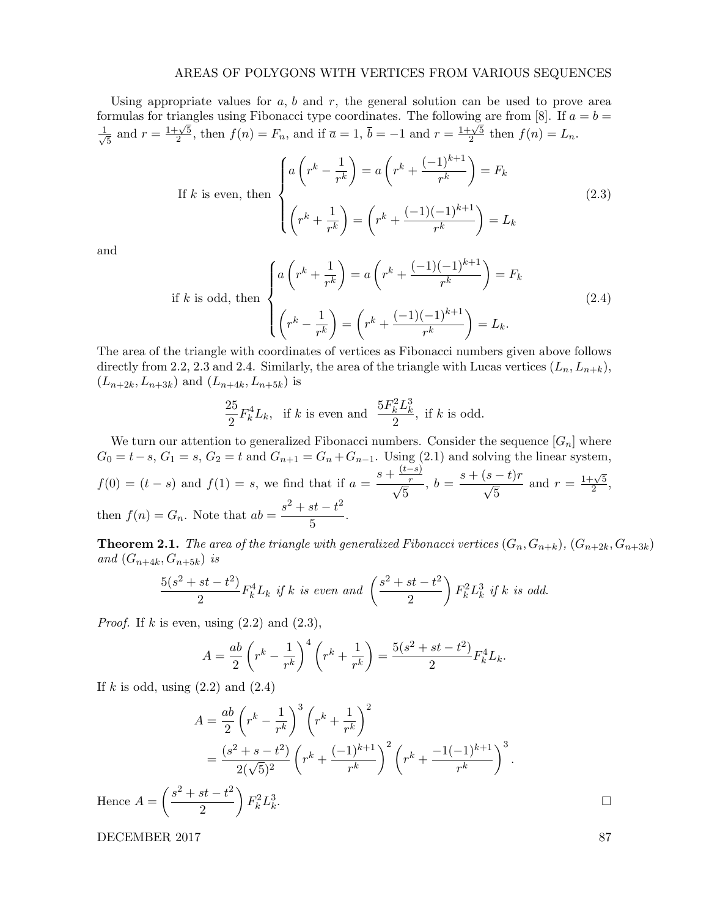Using appropriate values for $a$, $b$ and $r$, the general solution can be used to prove area formulas for triangles using Fibonacci type coordinates. The following are from [8]. If $a = b = \frac{1}{\sqrt{5}}$ and $r = \frac{1+\sqrt{5}}{2}$, then $f(n) = F_n$, and if $\overline{a} = 1$, $\overline{b} = -1$ and $r = \frac{1+\sqrt{5}}{2}$ then $f(n) = L_n$.

$$\text{If } k \text{ is even, then } \begin{cases} a\left(r^k - \dfrac{1}{r^k}\right) = a\left(r^k + \dfrac{(-1)^{k+1}}{r^k}\right) = F_k \\ \\ \left(r^k + \dfrac{1}{r^k}\right) = \left(r^k + \dfrac{(-1)(-1)^{k+1}}{r^k}\right) = L_k \end{cases} \tag{2.3}$$

and

$$\text{if } k \text{ is odd, then } \begin{cases} a\left(r^k + \dfrac{1}{r^k}\right) = a\left(r^k + \dfrac{(-1)(-1)^{k+1}}{r^k}\right) = F_k \\ \\ \left(r^k - \dfrac{1}{r^k}\right) = \left(r^k + \dfrac{(-1)(-1)^{k+1}}{r^k}\right) = L_k. \end{cases} \tag{2.4}$$

The area of the triangle with coordinates of vertices as Fibonacci numbers given above follows directly from 2.2, 2.3 and 2.4. Similarly, the area of the triangle with Lucas vertices $(L_n, L_{n+k})$, $(L_{n+2k}, L_{n+3k})$ and $(L_{n+4k}, L_{n+5k})$ is

$$\frac{25}{2}F_k^4 L_k, \quad \text{if } k \text{ is even and } \quad \frac{5F_k^2 L_k^3}{2}, \text{ if } k \text{ is odd.}$$

We turn our attention to generalized Fibonacci numbers. Consider the sequence $[G_n]$ where $G_0 = t - s$, $G_1 = s$, $G_2 = t$ and $G_{n+1} = G_n + G_{n-1}$. Using (2.1) and solving the linear system, $f(0) = (t - s)$ and $f(1) = s$, we find that if $a = \dfrac{s + \frac{(t-s)}{r}}{\sqrt{5}}$, $b = \dfrac{s + (s-t)r}{\sqrt{5}}$ and $r = \frac{1+\sqrt{5}}{2}$, then $f(n) = G_n$. Note that $ab = \dfrac{s^2 + st - t^2}{5}$.

**Theorem 2.1.** *The area of the triangle with generalized Fibonacci vertices $(G_n, G_{n+k})$, $(G_{n+2k}, G_{n+3k})$ and $(G_{n+4k}, G_{n+5k})$ is*

$$\frac{5(s^2 + st - t^2)}{2}F_k^4 L_k \textit{ if } k \textit{ is even and } \left(\frac{s^2 + st - t^2}{2}\right)F_k^2 L_k^3 \textit{ if } k \textit{ is odd.}$$

*Proof.* If $k$ is even, using (2.2) and (2.3),

$$A = \frac{ab}{2}\left(r^k - \frac{1}{r^k}\right)^4\left(r^k + \frac{1}{r^k}\right) = \frac{5(s^2 + st - t^2)}{2}F_k^4 L_k.$$

If $k$ is odd, using (2.2) and (2.4)

$$\begin{aligned} A &= \frac{ab}{2}\left(r^k - \frac{1}{r^k}\right)^3\left(r^k + \frac{1}{r^k}\right)^2 \\ &= \frac{(s^2 + s - t^2)}{2(\sqrt{5})^2}\left(r^k + \frac{(-1)^{k+1}}{r^k}\right)^2\left(r^k + \frac{-1(-1)^{k+1}}{r^k}\right)^3. \end{aligned}$$

Hence $A = \left(\dfrac{s^2 + st - t^2}{2}\right)F_k^2 L_k^3$. $\square$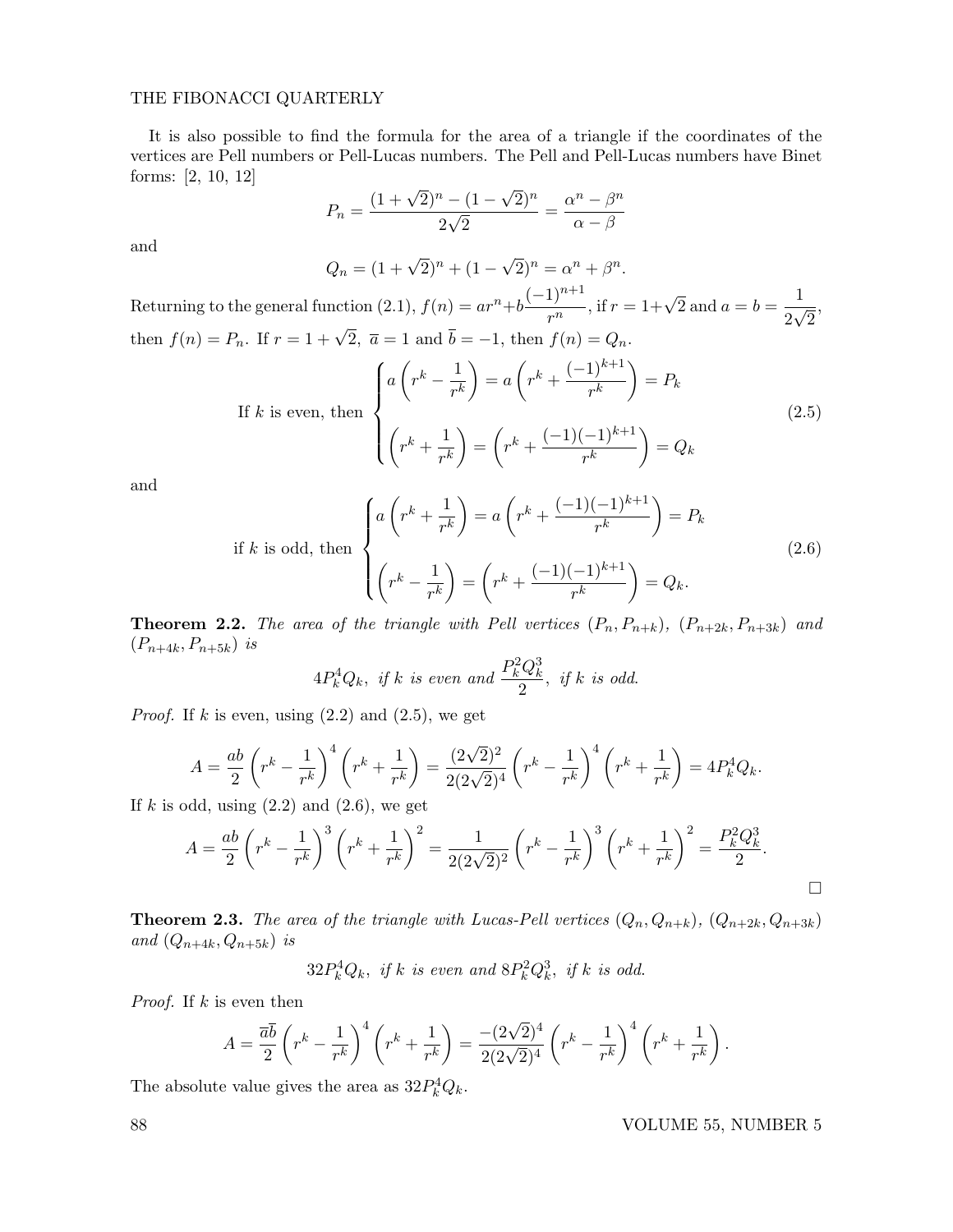It is also possible to find the formula for the area of a triangle if the coordinates of the vertices are Pell numbers or Pell-Lucas numbers. The Pell and Pell-Lucas numbers have Binet forms: [2, 10, 12]

$$P_n = \frac{(1+\sqrt{2})^n - (1-\sqrt{2})^n}{2\sqrt{2}} = \frac{\alpha^n - \beta^n}{\alpha - \beta}$$

and

$$Q_n = (1+\sqrt{2})^n + (1-\sqrt{2})^n = \alpha^n + \beta^n.$$

Returning to the general function (2.1), $f(n) = ar^n + b\dfrac{(-1)^{n+1}}{r^n}$, if $r = 1+\sqrt{2}$ and $a = b = \dfrac{1}{2\sqrt{2}}$, then $f(n) = P_n$. If $r = 1+\sqrt{2}$, $\overline{a} = 1$ and $\overline{b} = -1$, then $f(n) = Q_n$.

$$\text{If } k \text{ is even, then } \begin{cases} a\left(r^k - \dfrac{1}{r^k}\right) = a\left(r^k + \dfrac{(-1)^{k+1}}{r^k}\right) = P_k \\[2ex] \left(r^k + \dfrac{1}{r^k}\right) = \left(r^k + \dfrac{(-1)(-1)^{k+1}}{r^k}\right) = Q_k \end{cases} \tag{2.5}$$

and

$$\text{if } k \text{ is odd, then } \begin{cases} a\left(r^k + \dfrac{1}{r^k}\right) = a\left(r^k + \dfrac{(-1)(-1)^{k+1}}{r^k}\right) = P_k \\[2ex] \left(r^k - \dfrac{1}{r^k}\right) = \left(r^k + \dfrac{(-1)(-1)^{k+1}}{r^k}\right) = Q_k. \end{cases} \tag{2.6}$$

**Theorem 2.2.** *The area of the triangle with Pell vertices* $(P_n, P_{n+k})$, $(P_{n+2k}, P_{n+3k})$ *and* $(P_{n+4k}, P_{n+5k})$ *is*

$$4P_k^4 Q_k, \text{ if } k \text{ is even and } \frac{P_k^2 Q_k^3}{2}, \text{ if } k \text{ is odd.}$$

*Proof.* If $k$ is even, using (2.2) and (2.5), we get

$$A = \frac{ab}{2}\left(r^k - \frac{1}{r^k}\right)^4\left(r^k + \frac{1}{r^k}\right) = \frac{(2\sqrt{2})^2}{2(2\sqrt{2})^4}\left(r^k - \frac{1}{r^k}\right)^4\left(r^k + \frac{1}{r^k}\right) = 4P_k^4 Q_k.$$

If $k$ is odd, using (2.2) and (2.6), we get

$$A = \frac{ab}{2}\left(r^k - \frac{1}{r^k}\right)^3\left(r^k + \frac{1}{r^k}\right)^2 = \frac{1}{2(2\sqrt{2})^2}\left(r^k - \frac{1}{r^k}\right)^3\left(r^k + \frac{1}{r^k}\right)^2 = \frac{P_k^2 Q_k^3}{2}.$$

□

**Theorem 2.3.** *The area of the triangle with Lucas-Pell vertices* $(Q_n, Q_{n+k})$, $(Q_{n+2k}, Q_{n+3k})$ *and* $(Q_{n+4k}, Q_{n+5k})$ *is*

$$32P_k^4 Q_k, \text{ if } k \text{ is even and } 8P_k^2 Q_k^3, \text{ if } k \text{ is odd.}$$

*Proof.* If $k$ is even then

$$A = \frac{\overline{a}\overline{b}}{2}\left(r^k - \frac{1}{r^k}\right)^4\left(r^k + \frac{1}{r^k}\right) = \frac{-(2\sqrt{2})^4}{2(2\sqrt{2})^4}\left(r^k - \frac{1}{r^k}\right)^4\left(r^k + \frac{1}{r^k}\right).$$

The absolute value gives the area as $32P_k^4 Q_k$.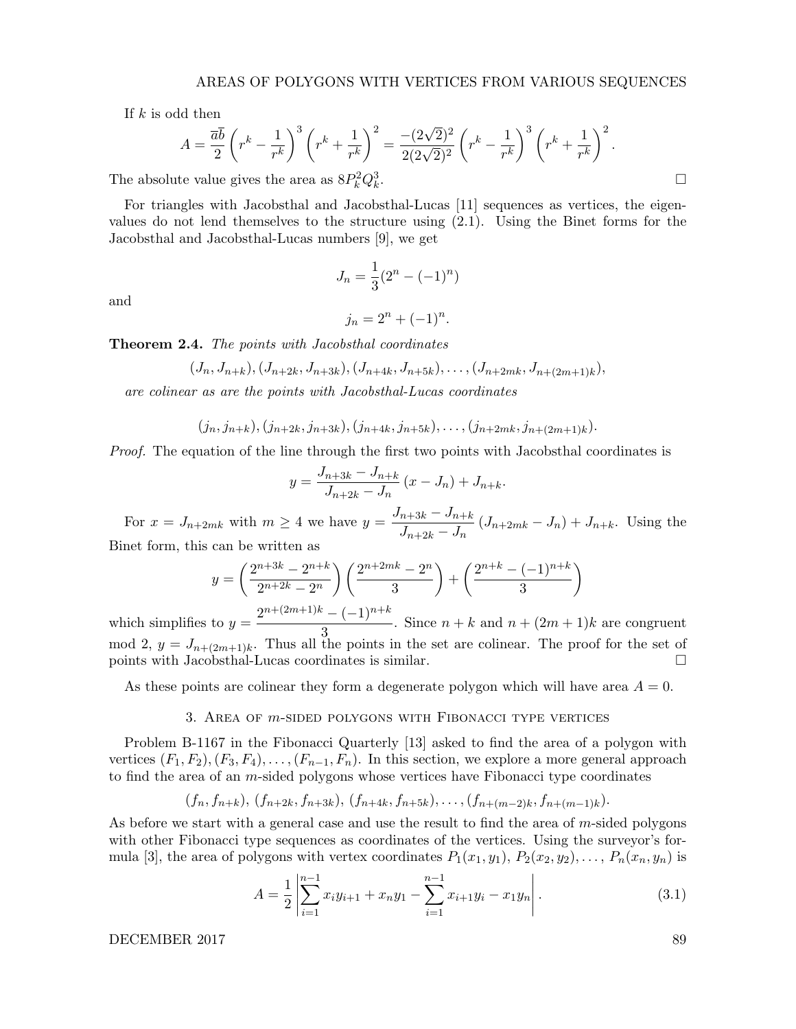If $k$ is odd then

$$A = \frac{\overline{a}\overline{b}}{2}\left(r^k - \frac{1}{r^k}\right)^3\left(r^k + \frac{1}{r^k}\right)^2 = \frac{-(2\sqrt{2})^2}{2(2\sqrt{2})^2}\left(r^k - \frac{1}{r^k}\right)^3\left(r^k + \frac{1}{r^k}\right)^2.$$

The absolute value gives the area as $8P_k^2Q_k^3$. □

For triangles with Jacobsthal and Jacobsthal-Lucas [11] sequences as vertices, the eigenvalues do not lend themselves to the structure using (2.1). Using the Binet forms for the Jacobsthal and Jacobsthal-Lucas numbers [9], we get

$$J_n = \frac{1}{3}(2^n - (-1)^n)$$

and

$$j_n = 2^n + (-1)^n.$$

**Theorem 2.4.** *The points with Jacobsthal coordinates*

$$(J_n, J_{n+k}), (J_{n+2k}, J_{n+3k}), (J_{n+4k}, J_{n+5k}), \ldots, (J_{n+2mk}, J_{n+(2m+1)k}),$$

*are colinear as are the points with Jacobsthal-Lucas coordinates*

$$(j_n, j_{n+k}), (j_{n+2k}, j_{n+3k}), (j_{n+4k}, j_{n+5k}), \ldots, (j_{n+2mk}, j_{n+(2m+1)k}).$$

*Proof.* The equation of the line through the first two points with Jacobsthal coordinates is

$$y = \frac{J_{n+3k} - J_{n+k}}{J_{n+2k} - J_n}(x - J_n) + J_{n+k}.$$

For $x = J_{n+2mk}$ with $m \geq 4$ we have $y = \frac{J_{n+3k} - J_{n+k}}{J_{n+2k} - J_n}(J_{n+2mk} - J_n) + J_{n+k}$. Using the Binet form, this can be written as

$$y = \left(\frac{2^{n+3k} - 2^{n+k}}{2^{n+2k} - 2^n}\right)\left(\frac{2^{n+2mk} - 2^n}{3}\right) + \left(\frac{2^{n+k} - (-1)^{n+k}}{3}\right)$$

which simplifies to $y = \frac{2^{n+(2m+1)k} - (-1)^{n+k}}{3}$. Since $n+k$ and $n+(2m+1)k$ are congruent mod 2, $y = J_{n+(2m+1)k}$. Thus all the points in the set are colinear. The proof for the set of points with Jacobsthal-Lucas coordinates is similar. □

As these points are colinear they form a degenerate polygon which will have area $A = 0$.

## 3. Area of $m$-sided polygons with Fibonacci type vertices

Problem B-1167 in the Fibonacci Quarterly [13] asked to find the area of a polygon with vertices $(F_1, F_2), (F_3, F_4), \ldots, (F_{n-1}, F_n)$. In this section, we explore a more general approach to find the area of an $m$-sided polygons whose vertices have Fibonacci type coordinates

$$(f_n, f_{n+k}),\ (f_{n+2k}, f_{n+3k}),\ (f_{n+4k}, f_{n+5k}), \ldots, (f_{n+(m-2)k}, f_{n+(m-1)k}).$$

As before we start with a general case and use the result to find the area of $m$-sided polygons with other Fibonacci type sequences as coordinates of the vertices. Using the surveyor's formula [3], the area of polygons with vertex coordinates $P_1(x_1, y_1)$, $P_2(x_2, y_2), \ldots, P_n(x_n, y_n)$ is

$$A = \frac{1}{2}\left|\sum_{i=1}^{n-1} x_i y_{i+1} + x_n y_1 - \sum_{i=1}^{n-1} x_{i+1} y_i - x_1 y_n\right|. \tag{3.1}$$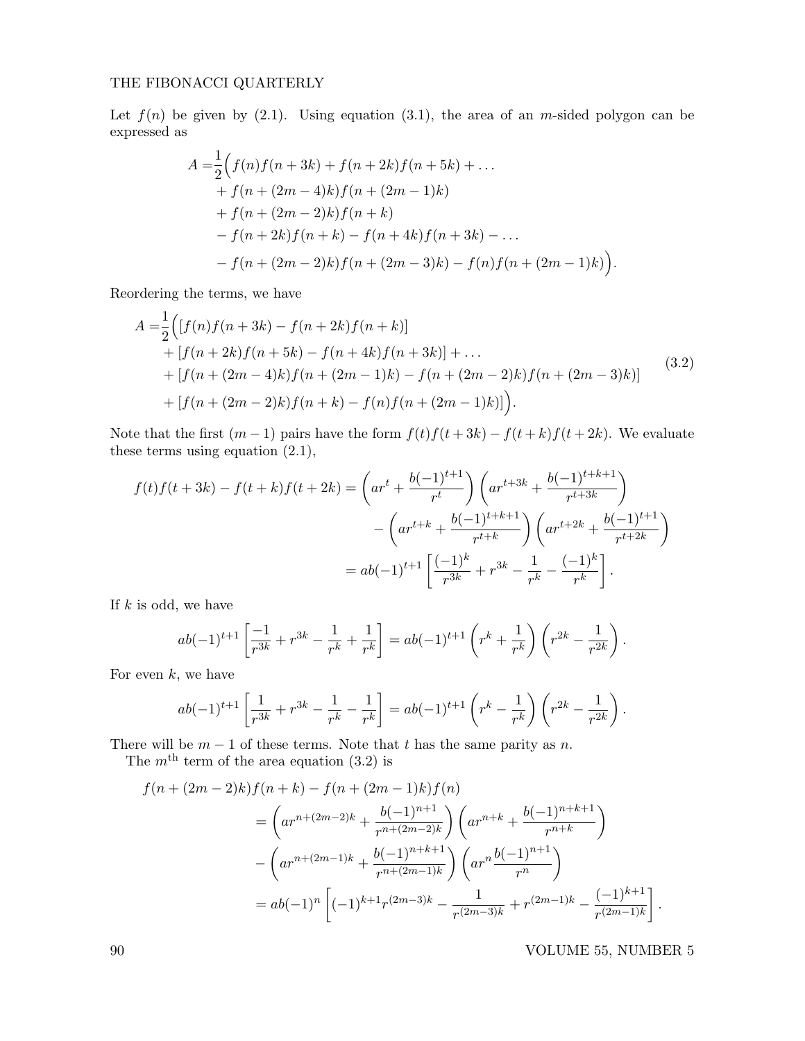Let $f(n)$ be given by (2.1). Using equation (3.1), the area of an $m$-sided polygon can be expressed as

$$
\begin{aligned}
A =& \frac{1}{2}\Big( f(n)f(n+3k) + f(n+2k)f(n+5k) + \dots \\
&+ f(n+(2m-4)k)f(n+(2m-1)k) \\
&+ f(n+(2m-2)k)f(n+k) \\
&- f(n+2k)f(n+k) - f(n+4k)f(n+3k) - \dots \\
&- f(n+(2m-2)k)f(n+(2m-3)k) - f(n)f(n+(2m-1)k)\Big).
\end{aligned}
$$

Reordering the terms, we have

$$
\begin{aligned}
A =& \frac{1}{2}\Big( [f(n)f(n+3k) - f(n+2k)f(n+k)] \\
&+ [f(n+2k)f(n+5k) - f(n+4k)f(n+3k)] + \dots \\
&+ [f(n+(2m-4)k)f(n+(2m-1)k) - f(n+(2m-2)k)f(n+(2m-3)k)] \\
&+ [f(n+(2m-2)k)f(n+k) - f(n)f(n+(2m-1)k)]\Big).
\end{aligned} \tag{3.2}
$$

Note that the first $(m-1)$ pairs have the form $f(t)f(t+3k) - f(t+k)f(t+2k)$. We evaluate these terms using equation (2.1),

$$
\begin{aligned}
f(t)f(t+3k) - f(t+k)f(t+2k) &= \left(ar^t + \frac{b(-1)^{t+1}}{r^t}\right)\left(ar^{t+3k} + \frac{b(-1)^{t+k+1}}{r^{t+3k}}\right) \\
&\quad - \left(ar^{t+k} + \frac{b(-1)^{t+k+1}}{r^{t+k}}\right)\left(ar^{t+2k} + \frac{b(-1)^{t+1}}{r^{t+2k}}\right) \\
&= ab(-1)^{t+1}\left[\frac{(-1)^k}{r^{3k}} + r^{3k} - \frac{1}{r^k} - \frac{(-1)^k}{r^k}\right].
\end{aligned}
$$

If $k$ is odd, we have

$$
ab(-1)^{t+1}\left[\frac{-1}{r^{3k}} + r^{3k} - \frac{1}{r^k} + \frac{1}{r^k}\right] = ab(-1)^{t+1}\left(r^k + \frac{1}{r^k}\right)\left(r^{2k} - \frac{1}{r^{2k}}\right).
$$

For even $k$, we have

$$
ab(-1)^{t+1}\left[\frac{1}{r^{3k}} + r^{3k} - \frac{1}{r^k} - \frac{1}{r^k}\right] = ab(-1)^{t+1}\left(r^k - \frac{1}{r^k}\right)\left(r^{2k} - \frac{1}{r^{2k}}\right).
$$

There will be $m-1$ of these terms. Note that $t$ has the same parity as $n$.

The $m^{\text{th}}$ term of the area equation (3.2) is

$$
\begin{aligned}
&f(n+(2m-2)k)f(n+k) - f(n+(2m-1)k)f(n) \\
&\quad = \left(ar^{n+(2m-2)k} + \frac{b(-1)^{n+1}}{r^{n+(2m-2)k}}\right)\left(ar^{n+k} + \frac{b(-1)^{n+k+1}}{r^{n+k}}\right) \\
&\quad - \left(ar^{n+(2m-1)k} + \frac{b(-1)^{n+k+1}}{r^{n+(2m-1)k}}\right)\left(ar^n \frac{b(-1)^{n+1}}{r^n}\right) \\
&\quad = ab(-1)^n\left[(-1)^{k+1}r^{(2m-3)k} - \frac{1}{r^{(2m-3)k}} + r^{(2m-1)k} - \frac{(-1)^{k+1}}{r^{(2m-1)k}}\right].
\end{aligned}
$$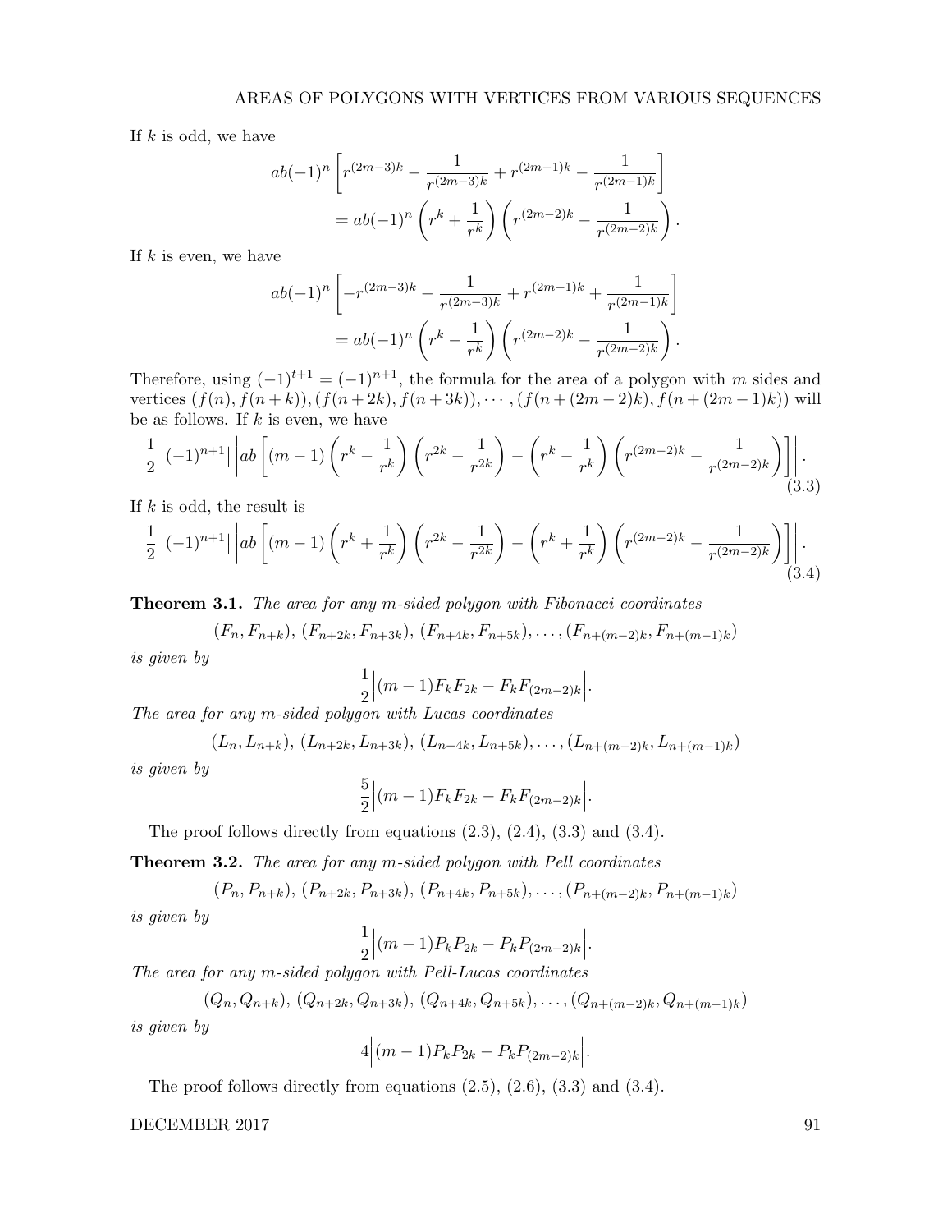If $k$ is odd, we have

$$ab(-1)^n\left[r^{(2m-3)k}-\frac{1}{r^{(2m-3)k}}+r^{(2m-1)k}-\frac{1}{r^{(2m-1)k}}\right]$$
$$=ab(-1)^n\left(r^k+\frac{1}{r^k}\right)\left(r^{(2m-2)k}-\frac{1}{r^{(2m-2)k}}\right).$$

If $k$ is even, we have

$$ab(-1)^n\left[-r^{(2m-3)k}-\frac{1}{r^{(2m-3)k}}+r^{(2m-1)k}+\frac{1}{r^{(2m-1)k}}\right]$$
$$=ab(-1)^n\left(r^k-\frac{1}{r^k}\right)\left(r^{(2m-2)k}-\frac{1}{r^{(2m-2)k}}\right).$$

Therefore, using $(-1)^{t+1}=(-1)^{n+1}$, the formula for the area of a polygon with $m$ sides and vertices $(f(n),f(n+k)),(f(n+2k),f(n+3k)),\cdots,(f(n+(2m-2)k),f(n+(2m-1)k))$ will be as follows. If $k$ is even, we have

$$\frac{1}{2}\left|(-1)^{n+1}\right|\left|ab\left[(m-1)\left(r^k-\frac{1}{r^k}\right)\left(r^{2k}-\frac{1}{r^{2k}}\right)-\left(r^k-\frac{1}{r^k}\right)\left(r^{(2m-2)k}-\frac{1}{r^{(2m-2)k}}\right)\right]\right|. \tag{3.3}$$

If $k$ is odd, the result is

$$\frac{1}{2}\left|(-1)^{n+1}\right|\left|ab\left[(m-1)\left(r^k+\frac{1}{r^k}\right)\left(r^{2k}-\frac{1}{r^{2k}}\right)-\left(r^k+\frac{1}{r^k}\right)\left(r^{(2m-2)k}-\frac{1}{r^{(2m-2)k}}\right)\right]\right|. \tag{3.4}$$

**Theorem 3.1.** *The area for any $m$-sided polygon with Fibonacci coordinates*

$$(F_n,F_{n+k}),\,(F_{n+2k},F_{n+3k}),\,(F_{n+4k},F_{n+5k}),\ldots,(F_{n+(m-2)k},F_{n+(m-1)k})$$

*is given by*

$$\frac{1}{2}\Big|(m-1)F_kF_{2k}-F_kF_{(2m-2)k}\Big|.$$

*The area for any $m$-sided polygon with Lucas coordinates*

$$(L_n,L_{n+k}),\,(L_{n+2k},L_{n+3k}),\,(L_{n+4k},L_{n+5k}),\ldots,(L_{n+(m-2)k},L_{n+(m-1)k})$$

*is given by*

$$\frac{5}{2}\Big|(m-1)F_kF_{2k}-F_kF_{(2m-2)k}\Big|.$$

The proof follows directly from equations (2.3), (2.4), (3.3) and (3.4).

**Theorem 3.2.** *The area for any $m$-sided polygon with Pell coordinates*

$$(P_n,P_{n+k}),\,(P_{n+2k},P_{n+3k}),\,(P_{n+4k},P_{n+5k}),\ldots,(P_{n+(m-2)k},P_{n+(m-1)k})$$

*is given by*

$$\frac{1}{2}\Big|(m-1)P_kP_{2k}-P_kP_{(2m-2)k}\Big|.$$

*The area for any $m$-sided polygon with Pell-Lucas coordinates*

$$(Q_n,Q_{n+k}),\,(Q_{n+2k},Q_{n+3k}),\,(Q_{n+4k},Q_{n+5k}),\ldots,(Q_{n+(m-2)k},Q_{n+(m-1)k})$$

*is given by*

$$4\Big|(m-1)P_kP_{2k}-P_kP_{(2m-2)k}\Big|.$$

The proof follows directly from equations (2.5), (2.6), (3.3) and (3.4).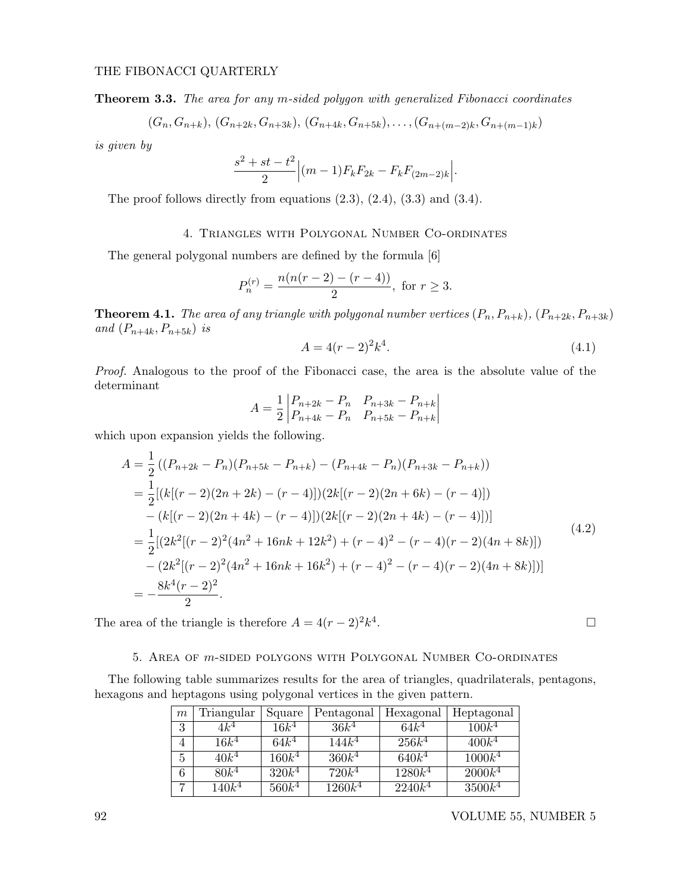**Theorem 3.3.** *The area for any $m$-sided polygon with generalized Fibonacci coordinates*

$$(G_n, G_{n+k}),\ (G_{n+2k}, G_{n+3k}),\ (G_{n+4k}, G_{n+5k}), \ldots, (G_{n+(m-2)k}, G_{n+(m-1)k})$$

*is given by*

$$\frac{s^2+st-t^2}{2}\Big|(m-1)F_kF_{2k} - F_kF_{(2m-2)k}\Big|.$$

The proof follows directly from equations (2.3), (2.4), (3.3) and (3.4).

## 4. Triangles with Polygonal Number Co-ordinates

The general polygonal numbers are defined by the formula [6]

$$P_n^{(r)} = \frac{n(n(r-2)-(r-4))}{2}, \text{ for } r \geq 3.$$

**Theorem 4.1.** *The area of any triangle with polygonal number vertices $(P_n, P_{n+k})$, $(P_{n+2k}, P_{n+3k})$ and $(P_{n+4k}, P_{n+5k})$ is*

$$A = 4(r-2)^2k^4. \tag{4.1}$$

*Proof.* Analogous to the proof of the Fibonacci case, the area is the absolute value of the determinant

$$A = \frac{1}{2}\begin{vmatrix} P_{n+2k}-P_n & P_{n+3k}-P_{n+k} \\ P_{n+4k}-P_n & P_{n+5k}-P_{n+k} \end{vmatrix}$$

which upon expansion yields the following.

$$\begin{aligned}
A &= \frac{1}{2}\left((P_{n+2k}-P_n)(P_{n+5k}-P_{n+k}) - (P_{n+4k}-P_n)(P_{n+3k}-P_{n+k})\right) \\
&= \frac{1}{2}[(k[(r-2)(2n+2k)-(r-4)])(2k[(r-2)(2n+6k)-(r-4)]) \\
&\quad - (k[(r-2)(2n+4k)-(r-4)])(2k[(r-2)(2n+4k)-(r-4)])] \\
&= \frac{1}{2}[(2k^2[(r-2)^2(4n^2+16nk+12k^2)+(r-4)^2-(r-4)(r-2)(4n+8k)]) \\
&\quad - (2k^2[(r-2)^2(4n^2+16nk+16k^2)+(r-4)^2-(r-4)(r-2)(4n+8k)])] \\
&= -\frac{8k^4(r-2)^2}{2}.
\end{aligned} \tag{4.2}$$

The area of the triangle is therefore $A = 4(r-2)^2k^4$. □

## 5. Area of $m$-sided polygons with Polygonal Number Co-ordinates

The following table summarizes results for the area of triangles, quadrilaterals, pentagons, hexagons and heptagons using polygonal vertices in the given pattern.

| $m$ | Triangular | Square | Pentagonal | Hexagonal | Heptagonal |
|---|---|---|---|---|---|
| 3 | $4k^4$ | $16k^4$ | $36k^4$ | $64k^4$ | $100k^4$ |
| 4 | $16k^4$ | $64k^4$ | $144k^4$ | $256k^4$ | $400k^4$ |
| 5 | $40k^4$ | $160k^4$ | $360k^4$ | $640k^4$ | $1000k^4$ |
| 6 | $80k^4$ | $320k^4$ | $720k^4$ | $1280k^4$ | $2000k^4$ |
| 7 | $140k^4$ | $560k^4$ | $1260k^4$ | $2240k^4$ | $3500k^4$ |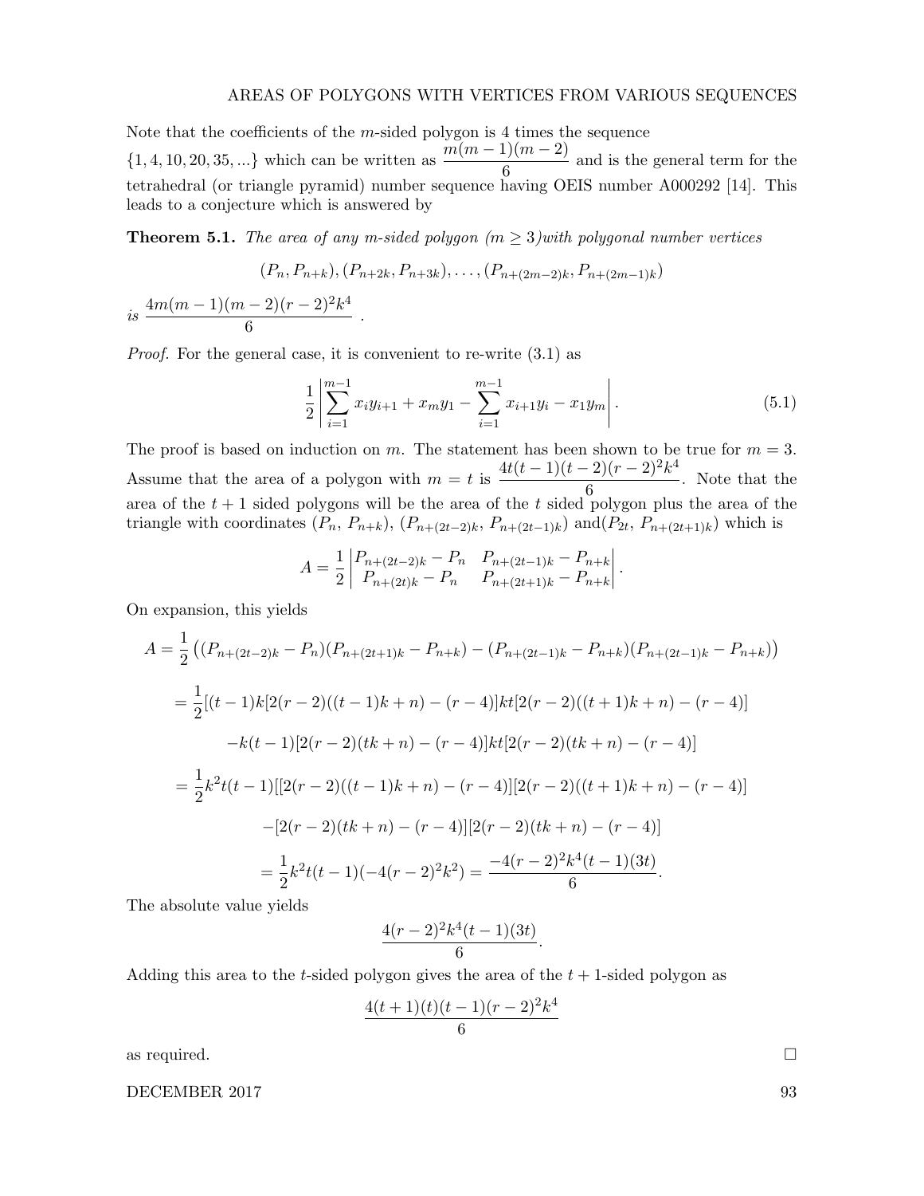Note that the coefficients of the $m$-sided polygon is 4 times the sequence $\{1, 4, 10, 20, 35, ...\}$ which can be written as $\dfrac{m(m-1)(m-2)}{6}$ and is the general term for the tetrahedral (or triangle pyramid) number sequence having OEIS number A000292 [14]. This leads to a conjecture which is answered by

**Theorem 5.1.** *The area of any $m$-sided polygon ($m \geq 3$)with polygonal number vertices*

$$(P_n, P_{n+k}), (P_{n+2k}, P_{n+3k}), \ldots, (P_{n+(2m-2)k}, P_{n+(2m-1)k})$$

*is* $\dfrac{4m(m-1)(m-2)(r-2)^2k^4}{6}$ .

*Proof.* For the general case, it is convenient to re-write (3.1) as

$$\frac{1}{2}\left|\sum_{i=1}^{m-1} x_i y_{i+1} + x_m y_1 - \sum_{i=1}^{m-1} x_{i+1} y_i - x_1 y_m\right|. \tag{5.1}$$

The proof is based on induction on $m$. The statement has been shown to be true for $m = 3$. Assume that the area of a polygon with $m = t$ is $\dfrac{4t(t-1)(t-2)(r-2)^2k^4}{6}$. Note that the area of the $t+1$ sided polygons will be the area of the $t$ sided polygon plus the area of the triangle with coordinates $(P_n,\, P_{n+k})$, $(P_{n+(2t-2)k},\, P_{n+(2t-1)k})$ and$(P_{2t},\, P_{n+(2t+1)k})$ which is

$$A = \frac{1}{2}\begin{vmatrix} P_{n+(2t-2)k} - P_n & P_{n+(2t-1)k} - P_{n+k} \\ P_{n+(2t)k} - P_n & P_{n+(2t+1)k} - P_{n+k} \end{vmatrix}.$$

On expansion, this yields

$$\begin{aligned}
A &= \frac{1}{2}\left((P_{n+(2t-2)k} - P_n)(P_{n+(2t+1)k} - P_{n+k}) - (P_{n+(2t-1)k} - P_{n+k})(P_{n+(2t-1)k} - P_{n+k})\right) \\
&= \frac{1}{2}[(t-1)k[2(r-2)((t-1)k+n) - (r-4)]kt[2(r-2)((t+1)k+n) - (r-4)] \\
&\qquad -k(t-1)[2(r-2)(tk+n) - (r-4)]kt[2(r-2)(tk+n) - (r-4)] \\
&= \frac{1}{2}k^2t(t-1)[[2(r-2)((t-1)k+n) - (r-4)][2(r-2)((t+1)k+n) - (r-4)] \\
&\qquad -[2(r-2)(tk+n) - (r-4)][2(r-2)(tk+n) - (r-4)] \\
&= \frac{1}{2}k^2t(t-1)(-4(r-2)^2k^2) = \frac{-4(r-2)^2k^4(t-1)(3t)}{6}.
\end{aligned}$$

The absolute value yields

$$\frac{4(r-2)^2k^4(t-1)(3t)}{6}.$$

Adding this area to the $t$-sided polygon gives the area of the $t+1$-sided polygon as

$$\frac{4(t+1)(t)(t-1)(r-2)^2k^4}{6}$$

as required. $\square$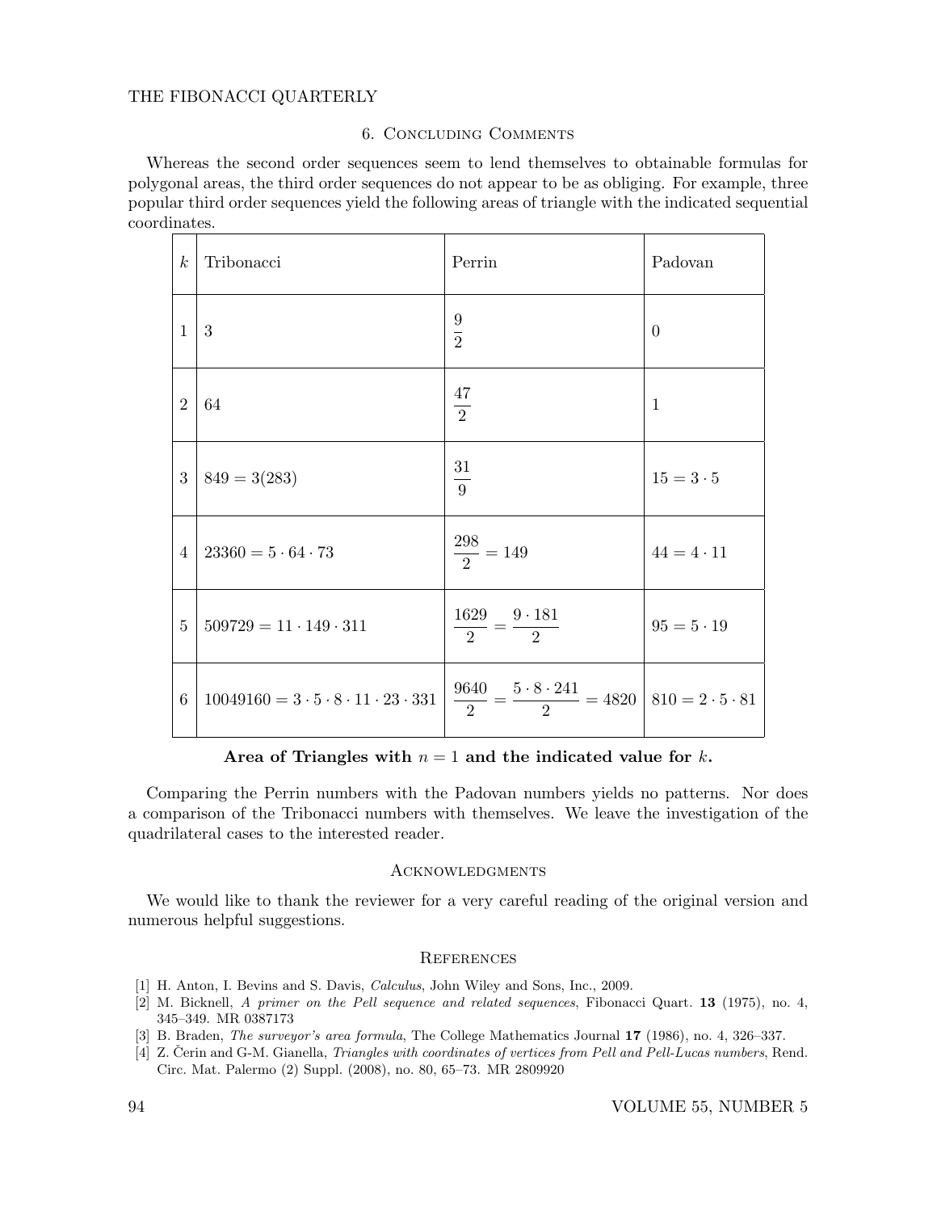## 6. Concluding Comments

Whereas the second order sequences seem to lend themselves to obtainable formulas for polygonal areas, the third order sequences do not appear to be as obliging. For example, three popular third order sequences yield the following areas of triangle with the indicated sequential coordinates.

| $k$ | Tribonacci | Perrin | Padovan |
|---|---|---|---|
| 1 | 3 | $\frac{9}{2}$ | 0 |
| 2 | 64 | $\frac{47}{2}$ | 1 |
| 3 | $849 = 3(283)$ | $\frac{31}{9}$ | $15 = 3 \cdot 5$ |
| 4 | $23360 = 5 \cdot 64 \cdot 73$ | $\frac{298}{2} = 149$ | $44 = 4 \cdot 11$ |
| 5 | $509729 = 11 \cdot 149 \cdot 311$ | $\frac{1629}{2} = \frac{9 \cdot 181}{2}$ | $95 = 5 \cdot 19$ |
| 6 | $10049160 = 3 \cdot 5 \cdot 8 \cdot 11 \cdot 23 \cdot 331$ | $\frac{9640}{2} = \frac{5 \cdot 8 \cdot 241}{2} = 4820$ | $810 = 2 \cdot 5 \cdot 81$ |

**Area of Triangles with $n = 1$ and the indicated value for $k$.**

Comparing the Perrin numbers with the Padovan numbers yields no patterns. Nor does a comparison of the Tribonacci numbers with themselves. We leave the investigation of the quadrilateral cases to the interested reader.

## Acknowledgments

We would like to thank the reviewer for a very careful reading of the original version and numerous helpful suggestions.

## References

[1] H. Anton, I. Bevins and S. Davis, *Calculus*, John Wiley and Sons, Inc., 2009.

[2] M. Bicknell, *A primer on the Pell sequence and related sequences*, Fibonacci Quart. **13** (1975), no. 4, 345–349. MR 0387173

[3] B. Braden, *The surveyor's area formula*, The College Mathematics Journal **17** (1986), no. 4, 326–337.

[4] Z. Čerin and G-M. Gianella, *Triangles with coordinates of vertices from Pell and Pell-Lucas numbers*, Rend. Circ. Mat. Palermo (2) Suppl. (2008), no. 80, 65–73. MR 2809920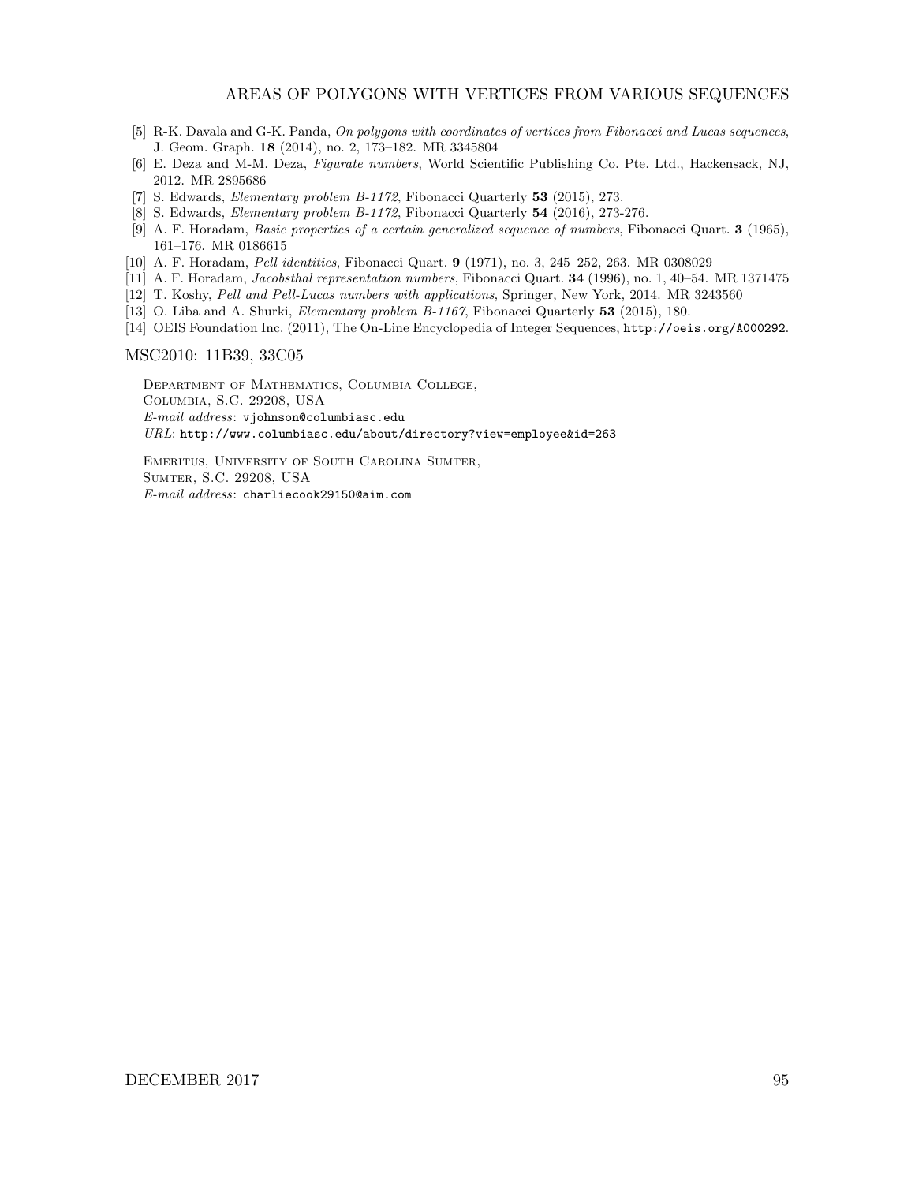[5] R-K. Davala and G-K. Panda, *On polygons with coordinates of vertices from Fibonacci and Lucas sequences*, J. Geom. Graph. **18** (2014), no. 2, 173–182. MR 3345804

[6] E. Deza and M-M. Deza, *Figurate numbers*, World Scientific Publishing Co. Pte. Ltd., Hackensack, NJ, 2012. MR 2895686

[7] S. Edwards, *Elementary problem B-1172*, Fibonacci Quarterly **53** (2015), 273.

[8] S. Edwards, *Elementary problem B-1172*, Fibonacci Quarterly **54** (2016), 273-276.

[9] A. F. Horadam, *Basic properties of a certain generalized sequence of numbers*, Fibonacci Quart. **3** (1965), 161–176. MR 0186615

[10] A. F. Horadam, *Pell identities*, Fibonacci Quart. **9** (1971), no. 3, 245–252, 263. MR 0308029

[11] A. F. Horadam, *Jacobsthal representation numbers*, Fibonacci Quart. **34** (1996), no. 1, 40–54. MR 1371475

[12] T. Koshy, *Pell and Pell-Lucas numbers with applications*, Springer, New York, 2014. MR 3243560

[13] O. Liba and A. Shurki, *Elementary problem B-1167*, Fibonacci Quarterly **53** (2015), 180.

[14] OEIS Foundation Inc. (2011), The On-Line Encyclopedia of Integer Sequences, http://oeis.org/A000292.

MSC2010: 11B39, 33C05

Department of Mathematics, Columbia College,
Columbia, S.C. 29208, USA
*E-mail address*: vjohnson@columbiasc.edu
*URL*: http://www.columbiasc.edu/about/directory?view=employee&id=263

Emeritus, University of South Carolina Sumter,
Sumter, S.C. 29208, USA
*E-mail address*: charliecook29150@aim.com